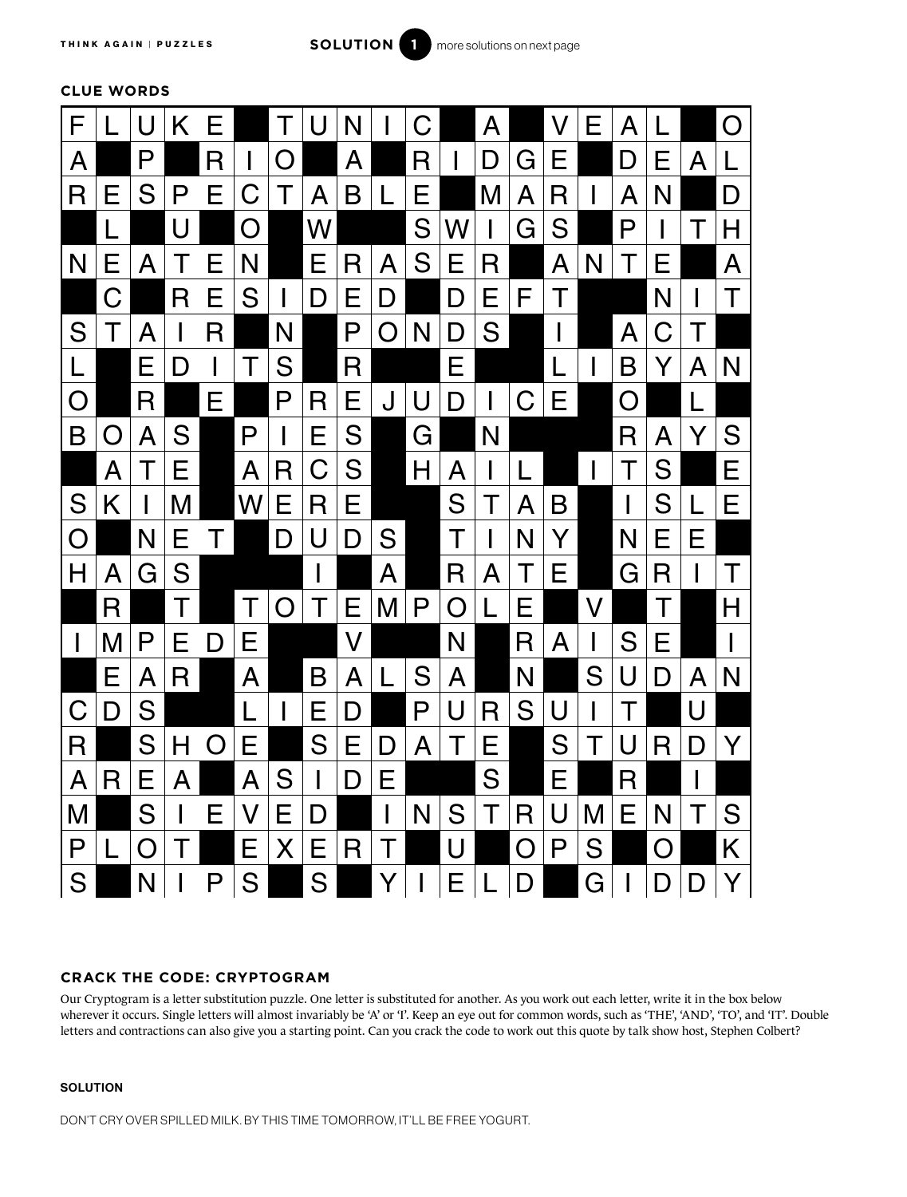## SOLUTION 1

more solutions on next page

### CLUE WORDS

| F | L | U | K | E | | T | U | N | I | C | | A | | V | E | A | L | | O |
|---|---|---|---|---|---|---|---|---|---|---|---|---|---|---|---|---|---|---|---|
| A | | P | | R | I | O | | A | | R | I | D | G | E | | D | E | A | L |
| R | E | S | P | E | C | T | A | B | L | E | | M | A | R | I | A | N | | D |
| | L | | U | | O | | W | | | S | W | I | G | S | | P | I | T | H |
| N | E | A | T | E | N | | E | R | A | S | E | R | | A | N | T | E | | A |
| | C | | R | E | S | I | D | E | D | | D | E | F | T | | | N | I | T |
| S | T | A | I | R | | N | | P | O | N | D | S | | I | | A | C | T | |
| L | | E | D | I | T | S | | R | | | E | | | L | I | B | Y | A | N |
| O | | R | | E | | P | R | E | J | U | D | I | C | E | | O | | L | |
| B | O | A | S | | P | I | E | S | | G | | N | | | | R | A | Y | S |
| | A | T | E | | A | R | C | S | | H | A | I | L | | I | T | S | | E |
| S | K | I | M | | W | E | R | E | | | S | T | A | B | | I | S | L | E |
| O | | N | E | T | | D | U | D | S | | T | I | N | Y | | N | E | E | |
| H | A | G | S | | | | I | | A | | R | A | T | E | | G | R | I | T |
| | R | | T | | T | O | T | E | M | P | O | L | E | | V | | T | | H |
| I | M | P | E | D | E | | | V | | | N | | R | A | I | S | E | | I |
| | E | A | R | | A | | B | A | L | S | A | | N | | S | U | D | A | N |
| C | D | S | | | L | I | E | D | | P | U | R | S | U | I | T | | U | |
| R | | S | H | O | E | | S | E | D | A | T | E | | S | T | U | R | D | Y |
| A | R | E | A | | A | S | I | D | E | | | S | | E | | R | | I | |
| M | | S | I | E | V | E | D | | I | N | S | T | R | U | M | E | N | T | S |
| P | L | O | T | | E | X | E | R | T | | U | | O | P | S | | O | | K |
| S | | N | I | P | S | | S | | Y | I | E | L | D | | G | I | D | D | Y |

### CRACK THE CODE: CRYPTOGRAM

Our Cryptogram is a letter substitution puzzle. One letter is substituted for another. As you work out each letter, write it in the box below wherever it occurs. Single letters will almost invariably be 'A' or 'I'. Keep an eye out for common words, such as 'THE', 'AND', 'TO', and 'IT'. Double letters and contractions can also give you a starting point. Can you crack the code to work out this quote by talk show host, Stephen Colbert?

### SOLUTION

DON'T CRY OVER SPILLED MILK. BY THIS TIME TOMORROW, IT'LL BE FREE YOGURT.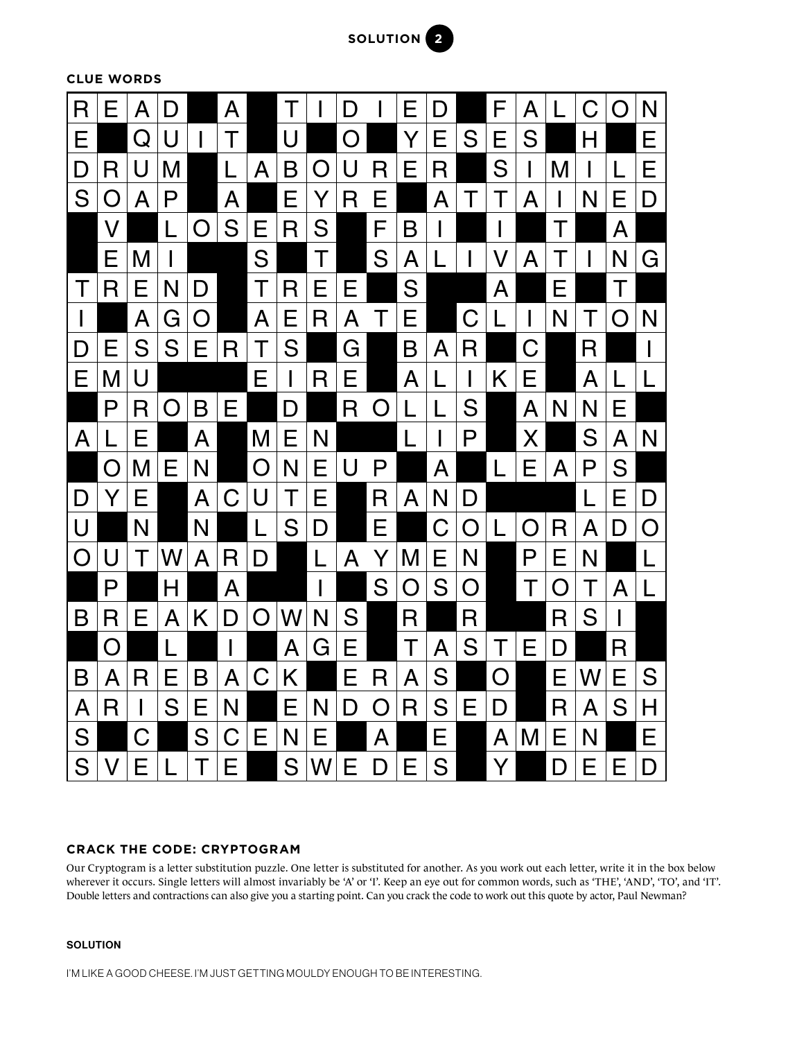## CLUE WORDS

| | | | | | | | | | | | | | | | | | | | |
|---|---|---|---|---|---|---|---|---|---|---|---|---|---|---|---|---|---|---|---|
| R | E | A | D | | A | | T | I | D | I | E | D | | F | A | L | C | O | N |
| E | | Q | U | I | T | | U | | O | | Y | E | S | E | S | | H | | E |
| D | R | U | M | | L | A | B | O | U | R | E | R | | S | I | M | I | L | E |
| S | O | A | P | | A | | E | Y | R | E | | A | T | T | A | I | N | E | D |
| | V | | L | O | S | E | R | S | | F | B | I | | I | | T | | A | |
| | E | M | I | | | S | | T | | S | A | L | I | V | A | T | I | N | G |
| T | R | E | N | D | | T | R | E | E | | S | | | A | | E | | T | |
| I | | A | G | O | | A | E | R | A | T | E | | C | L | I | N | T | O | N |
| D | E | S | S | E | R | T | S | | G | | B | A | R | | C | | R | | I |
| E | M | U | | | | E | I | R | E | | A | L | I | K | E | | A | L | L |
| | P | R | O | B | E | | D | | R | O | L | L | S | | A | N | N | E | |
| A | L | E | | A | | M | E | N | | | L | I | P | | X | | S | A | N |
| | O | M | E | N | | O | N | E | U | P | | A | | L | E | A | P | S | |
| D | Y | E | | A | C | U | T | E | | R | A | N | D | | | | L | E | D |
| U | | N | | N | | L | S | D | | E | | C | O | L | O | R | A | D | O |
| O | U | T | W | A | R | D | | L | A | Y | M | E | N | | P | E | N | | L |
| | P | | H | | A | | | I | | S | O | S | O | | T | O | T | A | L |
| B | R | E | A | K | D | O | W | N | S | | R | | R | | | R | S | I | |
| | O | | L | | I | | A | G | E | | T | A | S | T | E | D | | R | |
| B | A | R | E | B | A | C | K | | E | R | A | S | | O | | E | W | E | S |
| A | R | I | S | E | N | | E | N | D | O | R | S | E | D | | R | A | S | H |
| S | | C | | S | C | E | N | E | | A | | E | | A | M | E | N | | E |
| S | V | E | L | T | E | | S | W | E | D | E | S | | Y | | D | E | E | D |

## CRACK THE CODE: CRYPTOGRAM

Our Cryptogram is a letter substitution puzzle. One letter is substituted for another. As you work out each letter, write it in the box below wherever it occurs. Single letters will almost invariably be 'A' or 'I'. Keep an eye out for common words, such as 'THE', 'AND', 'TO', and 'IT'. Double letters and contractions can also give you a starting point. Can you crack the code to work out this quote by actor, Paul Newman?

### SOLUTION

I'M LIKE A GOOD CHEESE. I'M JUST GETTING MOULDY ENOUGH TO BE INTERESTING.